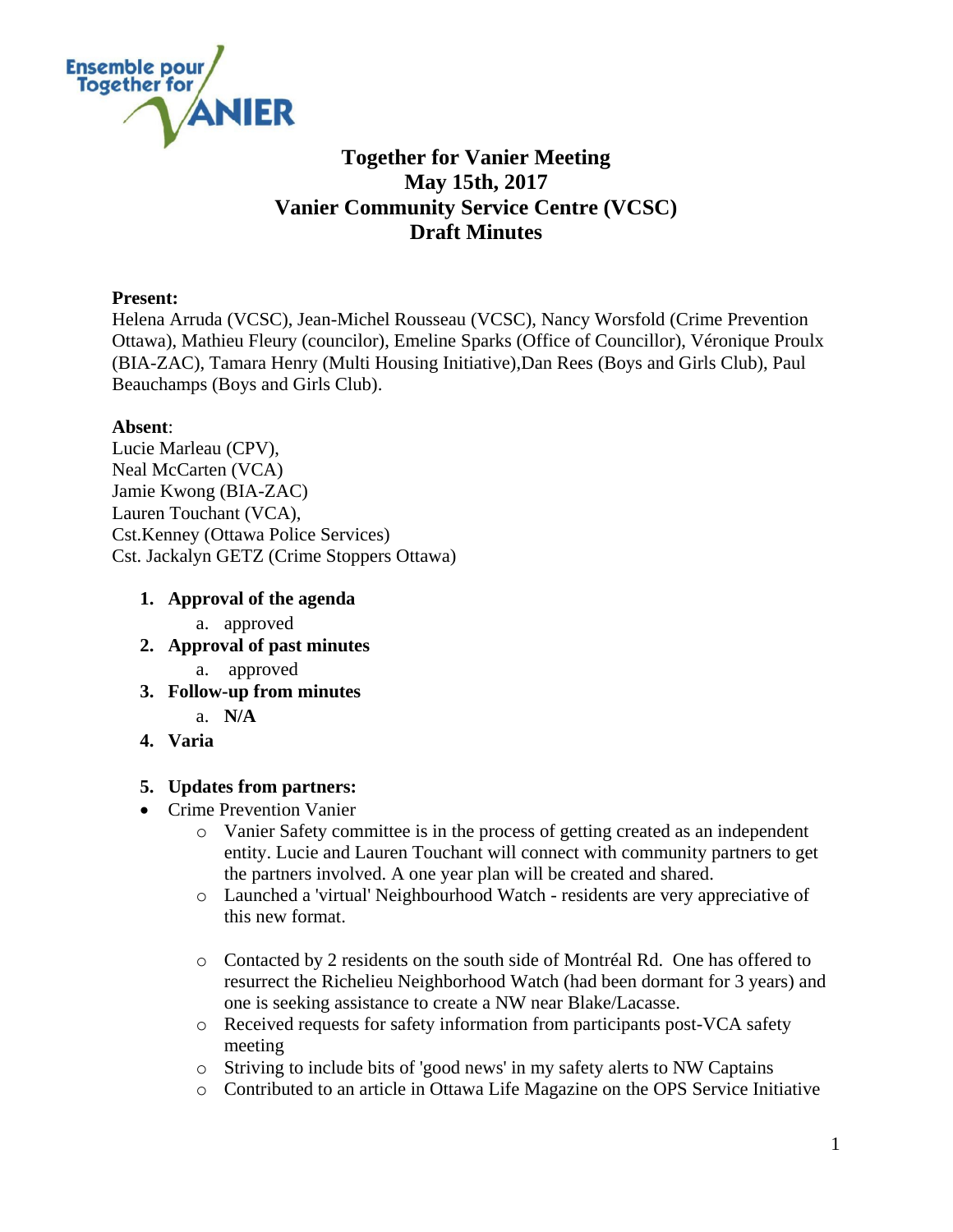# Together for Vanier Meeting
# May 15th, 2017
# Vanier Community Service Centre (VCSC)
# Draft Minutes

**Present:**
Helena Arruda (VCSC), Jean-Michel Rousseau (VCSC), Nancy Worsfold (Crime Prevention Ottawa), Mathieu Fleury (councilor), Emeline Sparks (Office of Councillor), Véronique Proulx (BIA-ZAC), Tamara Henry (Multi Housing Initiative),Dan Rees (Boys and Girls Club), Paul Beauchamps (Boys and Girls Club).

**Absent**:
Lucie Marleau (CPV),
Neal McCarten (VCA)
Jamie Kwong (BIA-ZAC)
Lauren Touchant (VCA),
Cst.Kenney (Ottawa Police Services)
Cst. Jackalyn GETZ (Crime Stoppers Ottawa)

1. **Approval of the agenda**
   a. approved
2. **Approval of past minutes**
   a. approved
3. **Follow-up from minutes**
   a. **N/A**
4. **Varia**

5. **Updates from partners:**

- Crime Prevention Vanier
  - Vanier Safety committee is in the process of getting created as an independent entity. Lucie and Lauren Touchant will connect with community partners to get the partners involved. A one year plan will be created and shared.
  - Launched a 'virtual' Neighbourhood Watch - residents are very appreciative of this new format.
  - Contacted by 2 residents on the south side of Montréal Rd. One has offered to resurrect the Richelieu Neighborhood Watch (had been dormant for 3 years) and one is seeking assistance to create a NW near Blake/Lacasse.
  - Received requests for safety information from participants post-VCA safety meeting
  - Striving to include bits of 'good news' in my safety alerts to NW Captains
  - Contributed to an article in Ottawa Life Magazine on the OPS Service Initiative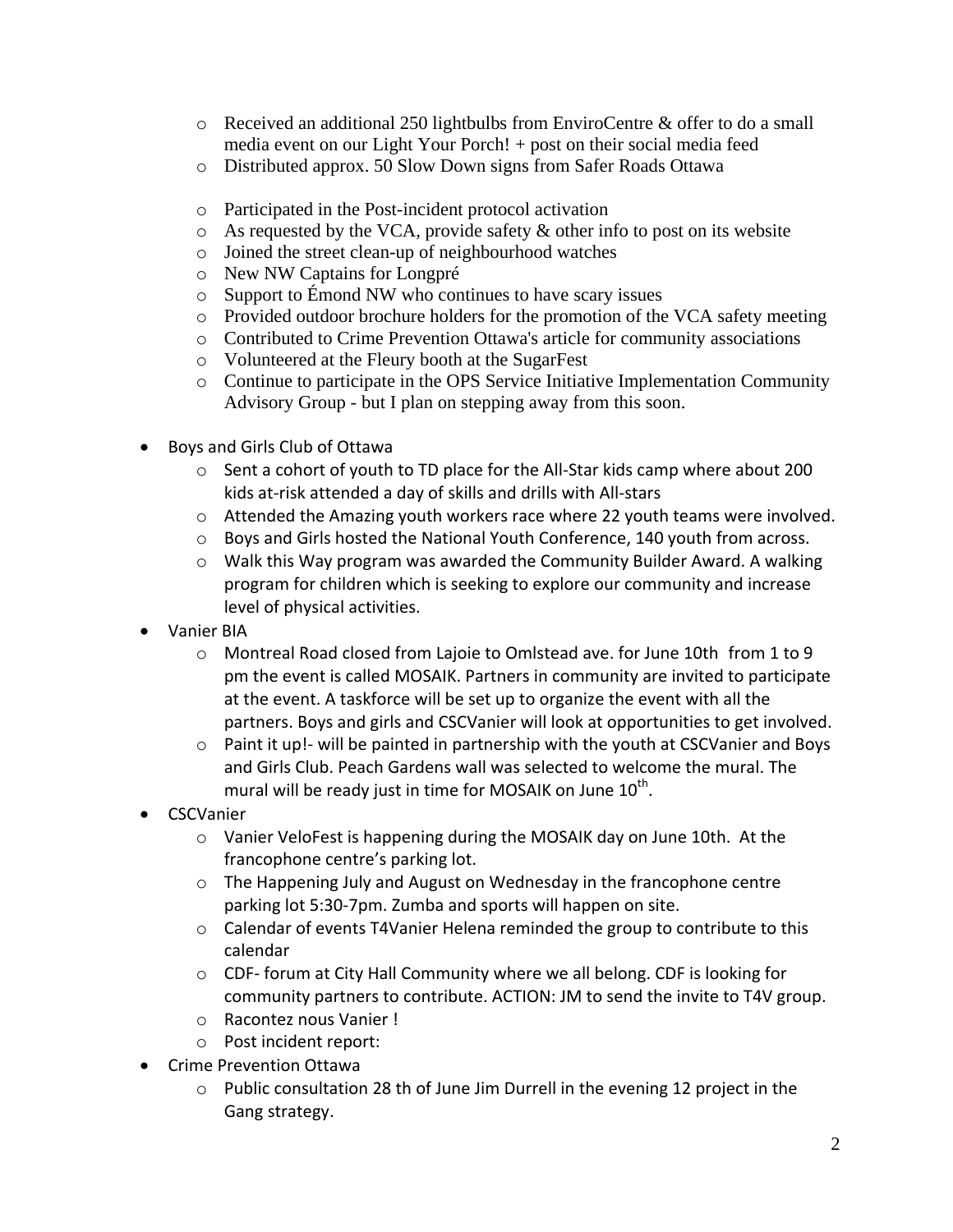- Received an additional 250 lightbulbs from EnviroCentre & offer to do a small media event on our Light Your Porch! + post on their social media feed
  - Distributed approx. 50 Slow Down signs from Safer Roads Ottawa

  - Participated in the Post-incident protocol activation
  - As requested by the VCA, provide safety & other info to post on its website
  - Joined the street clean-up of neighbourhood watches
  - New NW Captains for Longpré
  - Support to Émond NW who continues to have scary issues
  - Provided outdoor brochure holders for the promotion of the VCA safety meeting
  - Contributed to Crime Prevention Ottawa's article for community associations
  - Volunteered at the Fleury booth at the SugarFest
  - Continue to participate in the OPS Service Initiative Implementation Community Advisory Group - but I plan on stepping away from this soon.

- Boys and Girls Club of Ottawa
  - Sent a cohort of youth to TD place for the All-Star kids camp where about 200 kids at-risk attended a day of skills and drills with All-stars
  - Attended the Amazing youth workers race where 22 youth teams were involved.
  - Boys and Girls hosted the National Youth Conference, 140 youth from across.
  - Walk this Way program was awarded the Community Builder Award. A walking program for children which is seeking to explore our community and increase level of physical activities.
- Vanier BIA
  - Montreal Road closed from Lajoie to Omlstead ave. for June 10th from 1 to 9 pm the event is called MOSAIK. Partners in community are invited to participate at the event. A taskforce will be set up to organize the event with all the partners. Boys and girls and CSCVanier will look at opportunities to get involved.
  - Paint it up!- will be painted in partnership with the youth at CSCVanier and Boys and Girls Club. Peach Gardens wall was selected to welcome the mural. The mural will be ready just in time for MOSAIK on June 10th.
- CSCVanier
  - Vanier VeloFest is happening during the MOSAIK day on June 10th. At the francophone centre's parking lot.
  - The Happening July and August on Wednesday in the francophone centre parking lot 5:30-7pm. Zumba and sports will happen on site.
  - Calendar of events T4Vanier Helena reminded the group to contribute to this calendar
  - CDF- forum at City Hall Community where we all belong. CDF is looking for community partners to contribute. ACTION: JM to send the invite to T4V group.
  - Racontez nous Vanier !
  - Post incident report:
- Crime Prevention Ottawa
  - Public consultation 28 th of June Jim Durrell in the evening 12 project in the Gang strategy.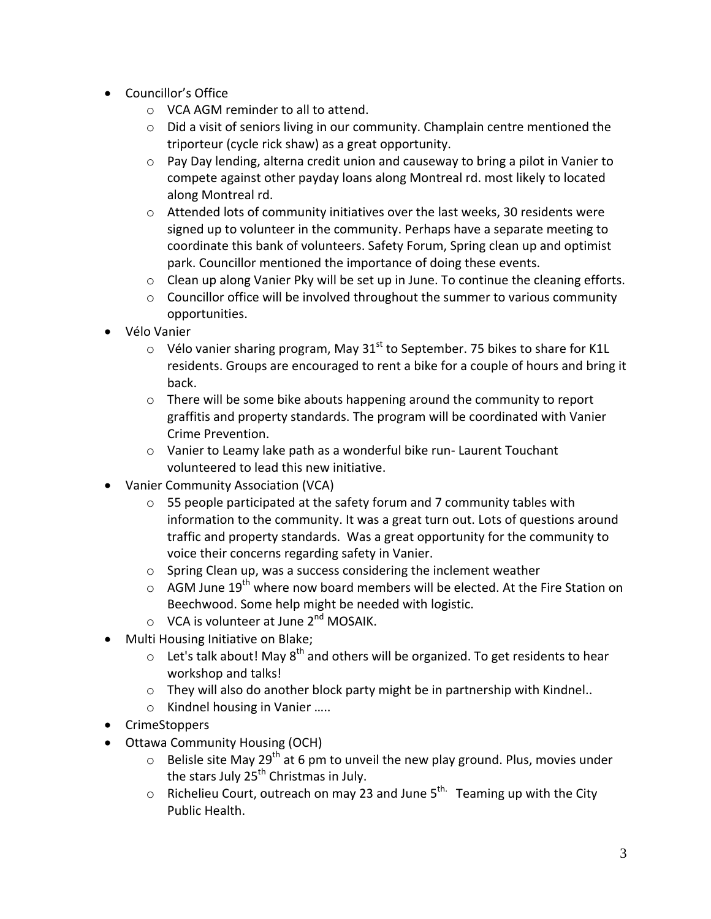- Councillor's Office
  - VCA AGM reminder to all to attend.
  - Did a visit of seniors living in our community. Champlain centre mentioned the triporteur (cycle rick shaw) as a great opportunity.
  - Pay Day lending, alterna credit union and causeway to bring a pilot in Vanier to compete against other payday loans along Montreal rd. most likely to located along Montreal rd.
  - Attended lots of community initiatives over the last weeks, 30 residents were signed up to volunteer in the community. Perhaps have a separate meeting to coordinate this bank of volunteers. Safety Forum, Spring clean up and optimist park. Councillor mentioned the importance of doing these events.
  - Clean up along Vanier Pky will be set up in June. To continue the cleaning efforts.
  - Councillor office will be involved throughout the summer to various community opportunities.
- Vélo Vanier
  - Vélo vanier sharing program, May 31st to September. 75 bikes to share for K1L residents. Groups are encouraged to rent a bike for a couple of hours and bring it back.
  - There will be some bike abouts happening around the community to report graffitis and property standards. The program will be coordinated with Vanier Crime Prevention.
  - Vanier to Leamy lake path as a wonderful bike run- Laurent Touchant volunteered to lead this new initiative.
- Vanier Community Association (VCA)
  - 55 people participated at the safety forum and 7 community tables with information to the community. It was a great turn out. Lots of questions around traffic and property standards. Was a great opportunity for the community to voice their concerns regarding safety in Vanier.
  - Spring Clean up, was a success considering the inclement weather
  - AGM June 19th where now board members will be elected. At the Fire Station on Beechwood. Some help might be needed with logistic.
  - VCA is volunteer at June 2nd MOSAIK.
- Multi Housing Initiative on Blake;
  - Let's talk about! May 8th and others will be organized. To get residents to hear workshop and talks!
  - They will also do another block party might be in partnership with Kindnel..
  - Kindnel housing in Vanier …..
- CrimeStoppers
- Ottawa Community Housing (OCH)
  - Belisle site May 29th at 6 pm to unveil the new play ground. Plus, movies under the stars July 25th Christmas in July.
  - Richelieu Court, outreach on may 23 and June 5th. Teaming up with the City Public Health.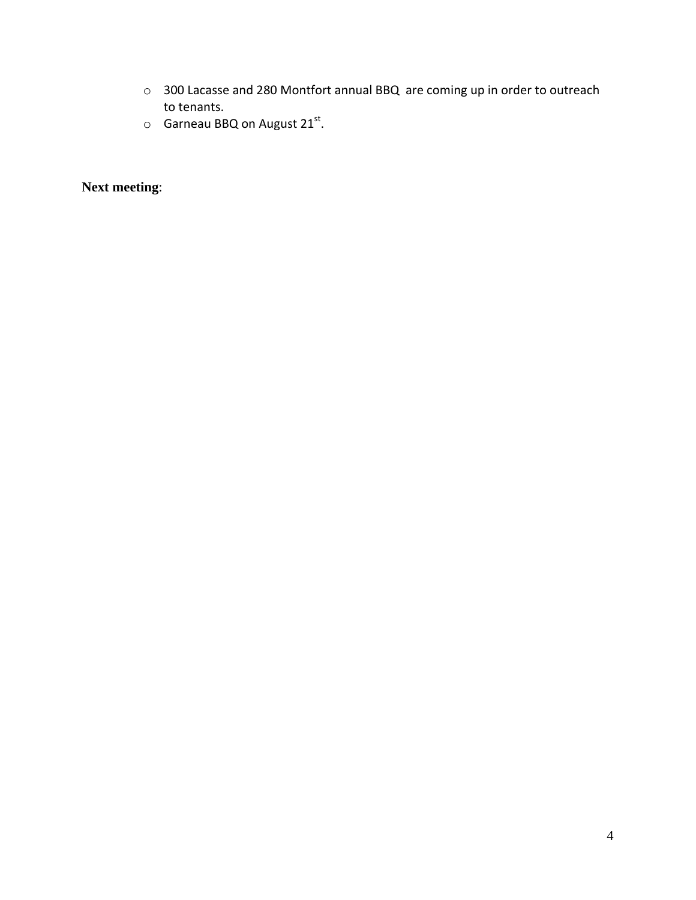- 300 Lacasse and 280 Montfort annual BBQ  are coming up in order to outreach to tenants.
- Garneau BBQ on August 21st.

**Next meeting**: